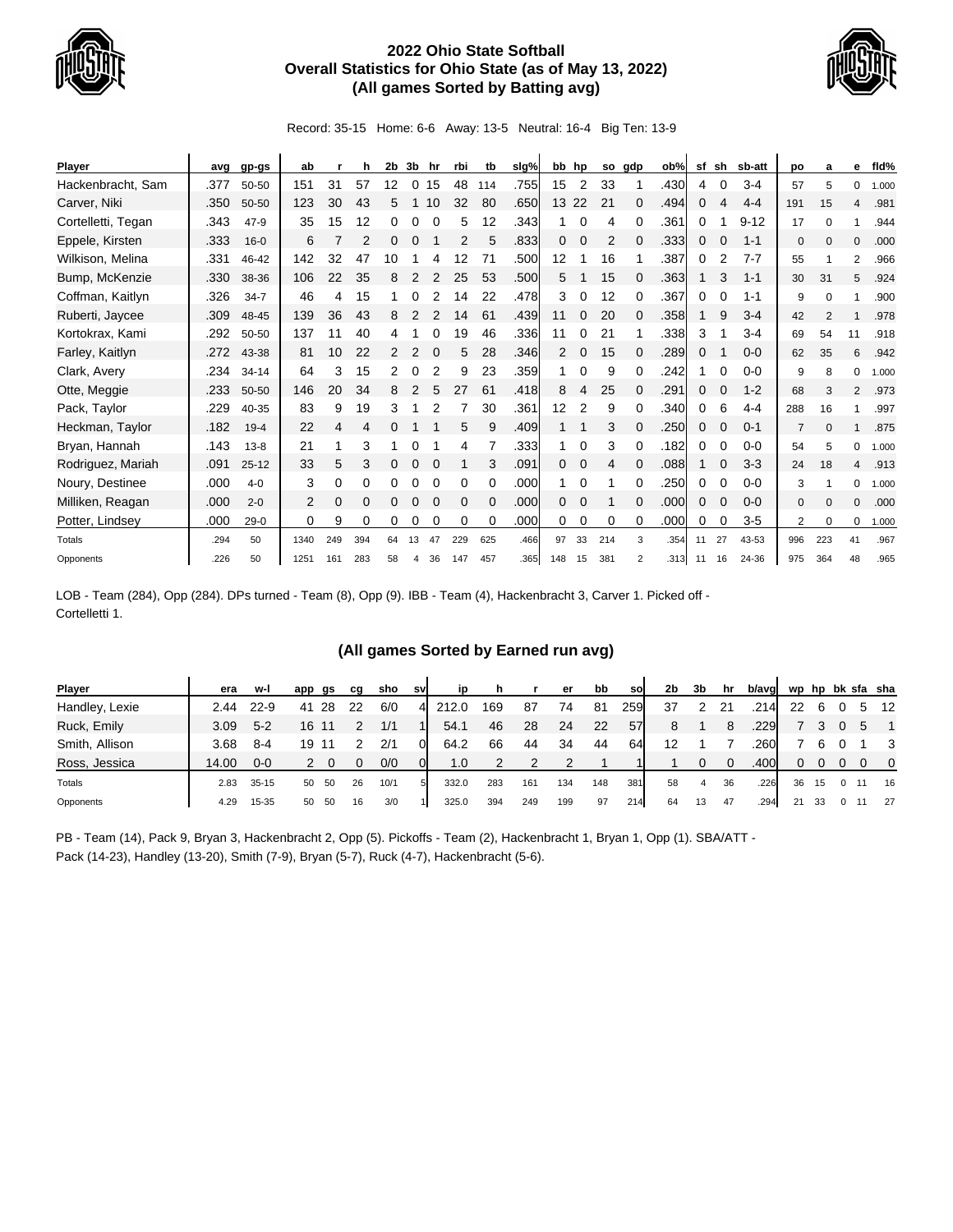# 2022 Ohio State Softball
## Overall Statistics for Ohio State (as of May 13, 2022)
### (All games Sorted by Batting avg)

Record: 35-15 Home: 6-6 Away: 13-5 Neutral: 16-4 Big Ten: 13-9

| Player | avg | gp-gs | ab | r | h | 2b | 3b | hr | rbi | tb | slg% | bb | hp | so | gdp | ob% | sf | sh | sb-att | po | a | e | fld% |
|---|---|---|---|---|---|---|---|---|---|---|---|---|---|---|---|---|---|---|---|---|---|---|---|
| Hackenbracht, Sam | .377 | 50-50 | 151 | 31 | 57 | 12 | 0 | 15 | 48 | 114 | .755 | 15 | 2 | 33 | 1 | .430 | 4 | 0 | 3-4 | 57 | 5 | 0 | 1.000 |
| Carver, Niki | .350 | 50-50 | 123 | 30 | 43 | 5 | 1 | 10 | 32 | 80 | .650 | 13 | 22 | 21 | 0 | .494 | 0 | 4 | 4-4 | 191 | 15 | 4 | .981 |
| Cortelletti, Tegan | .343 | 47-9 | 35 | 15 | 12 | 0 | 0 | 0 | 5 | 12 | .343 | 1 | 0 | 4 | 0 | .361 | 0 | 1 | 9-12 | 17 | 0 | 1 | .944 |
| Eppele, Kirsten | .333 | 16-0 | 6 | 7 | 2 | 0 | 0 | 1 | 2 | 5 | .833 | 0 | 0 | 2 | 0 | .333 | 0 | 0 | 1-1 | 0 | 0 | 0 | .000 |
| Wilkison, Melina | .331 | 46-42 | 142 | 32 | 47 | 10 | 1 | 4 | 12 | 71 | .500 | 12 | 1 | 16 | 1 | .387 | 0 | 2 | 7-7 | 55 | 1 | 2 | .966 |
| Bump, McKenzie | .330 | 38-36 | 106 | 22 | 35 | 8 | 2 | 2 | 25 | 53 | .500 | 5 | 1 | 15 | 0 | .363 | 1 | 3 | 1-1 | 30 | 31 | 5 | .924 |
| Coffman, Kaitlyn | .326 | 34-7 | 46 | 4 | 15 | 1 | 0 | 2 | 14 | 22 | .478 | 3 | 0 | 12 | 0 | .367 | 0 | 0 | 1-1 | 9 | 0 | 1 | .900 |
| Ruberti, Jaycee | .309 | 48-45 | 139 | 36 | 43 | 8 | 2 | 2 | 14 | 61 | .439 | 11 | 0 | 20 | 0 | .358 | 1 | 9 | 3-4 | 42 | 2 | 1 | .978 |
| Kortokrax, Kami | .292 | 50-50 | 137 | 11 | 40 | 4 | 1 | 0 | 19 | 46 | .336 | 11 | 0 | 21 | 1 | .338 | 3 | 1 | 3-4 | 69 | 54 | 11 | .918 |
| Farley, Kaitlyn | .272 | 43-38 | 81 | 10 | 22 | 2 | 2 | 0 | 5 | 28 | .346 | 2 | 0 | 15 | 0 | .289 | 0 | 1 | 0-0 | 62 | 35 | 6 | .942 |
| Clark, Avery | .234 | 34-14 | 64 | 3 | 15 | 2 | 0 | 2 | 9 | 23 | .359 | 1 | 0 | 9 | 0 | .242 | 1 | 0 | 0-0 | 9 | 8 | 0 | 1.000 |
| Otte, Meggie | .233 | 50-50 | 146 | 20 | 34 | 8 | 2 | 5 | 27 | 61 | .418 | 8 | 4 | 25 | 0 | .291 | 0 | 0 | 1-2 | 68 | 3 | 2 | .973 |
| Pack, Taylor | .229 | 40-35 | 83 | 9 | 19 | 3 | 1 | 2 | 7 | 30 | .361 | 12 | 2 | 9 | 0 | .340 | 0 | 6 | 4-4 | 288 | 16 | 1 | .997 |
| Heckman, Taylor | .182 | 19-4 | 22 | 4 | 4 | 0 | 1 | 1 | 5 | 9 | .409 | 1 | 1 | 3 | 0 | .250 | 0 | 0 | 0-1 | 7 | 0 | 1 | .875 |
| Bryan, Hannah | .143 | 13-8 | 21 | 1 | 3 | 1 | 0 | 1 | 4 | 7 | .333 | 1 | 0 | 3 | 0 | .182 | 0 | 0 | 0-0 | 54 | 5 | 0 | 1.000 |
| Rodriguez, Mariah | .091 | 25-12 | 33 | 5 | 3 | 0 | 0 | 0 | 1 | 3 | .091 | 0 | 0 | 4 | 0 | .088 | 1 | 0 | 3-3 | 24 | 18 | 4 | .913 |
| Noury, Destinee | .000 | 4-0 | 3 | 0 | 0 | 0 | 0 | 0 | 0 | 0 | .000 | 1 | 0 | 1 | 0 | .250 | 0 | 0 | 0-0 | 3 | 1 | 0 | 1.000 |
| Milliken, Reagan | .000 | 2-0 | 2 | 0 | 0 | 0 | 0 | 0 | 0 | 0 | .000 | 0 | 0 | 1 | 0 | .000 | 0 | 0 | 0-0 | 0 | 0 | 0 | .000 |
| Potter, Lindsey | .000 | 29-0 | 0 | 9 | 0 | 0 | 0 | 0 | 0 | 0 | .000 | 0 | 0 | 0 | 0 | .000 | 0 | 0 | 3-5 | 2 | 0 | 0 | 1.000 |
| Totals | .294 | 50 | 1340 | 249 | 394 | 64 | 13 | 47 | 229 | 625 | .466 | 97 | 33 | 214 | 3 | .354 | 11 | 27 | 43-53 | 996 | 223 | 41 | .967 |
| Opponents | .226 | 50 | 1251 | 161 | 283 | 58 | 4 | 36 | 147 | 457 | .365 | 148 | 15 | 381 | 2 | .313 | 11 | 16 | 24-36 | 975 | 364 | 48 | .965 |

LOB - Team (284), Opp (284). DPs turned - Team (8), Opp (9). IBB - Team (4), Hackenbracht 3, Carver 1. Picked off - Cortelletti 1.

### (All games Sorted by Earned run avg)

| Player | era | w-l | app | gs | cg | sho | sv | ip | h | r | er | bb | so | 2b | 3b | hr | b/avg | wp | hp | bk | sfa | sha |
|---|---|---|---|---|---|---|---|---|---|---|---|---|---|---|---|---|---|---|---|---|---|---|
| Handley, Lexie | 2.44 | 22-9 | 41 | 28 | 22 | 6/0 | 4 | 212.0 | 169 | 87 | 74 | 81 | 259 | 37 | 2 | 21 | .214 | 22 | 6 | 0 | 5 | 12 |
| Ruck, Emily | 3.09 | 5-2 | 16 | 11 | 2 | 1/1 | 1 | 54.1 | 46 | 28 | 24 | 22 | 57 | 8 | 1 | 8 | .229 | 7 | 3 | 0 | 5 | 1 |
| Smith, Allison | 3.68 | 8-4 | 19 | 11 | 2 | 2/1 | 0 | 64.2 | 66 | 44 | 34 | 44 | 64 | 12 | 1 | 7 | .260 | 7 | 6 | 0 | 1 | 3 |
| Ross, Jessica | 14.00 | 0-0 | 2 | 0 | 0 | 0/0 | 0 | 1.0 | 2 | 2 | 2 | 1 | 1 | 1 | 0 | 0 | .400 | 0 | 0 | 0 | 0 | 0 |
| Totals | 2.83 | 35-15 | 50 | 50 | 26 | 10/1 | 5 | 332.0 | 283 | 161 | 134 | 148 | 381 | 58 | 4 | 36 | .226 | 36 | 15 | 0 | 11 | 16 |
| Opponents | 4.29 | 15-35 | 50 | 50 | 16 | 3/0 | 1 | 325.0 | 394 | 249 | 199 | 97 | 214 | 64 | 13 | 47 | .294 | 21 | 33 | 0 | 11 | 27 |

PB - Team (14), Pack 9, Bryan 3, Hackenbracht 2, Opp (5). Pickoffs - Team (2), Hackenbracht 1, Bryan 1, Opp (1). SBA/ATT - Pack (14-23), Handley (13-20), Smith (7-9), Bryan (5-7), Ruck (4-7), Hackenbracht (5-6).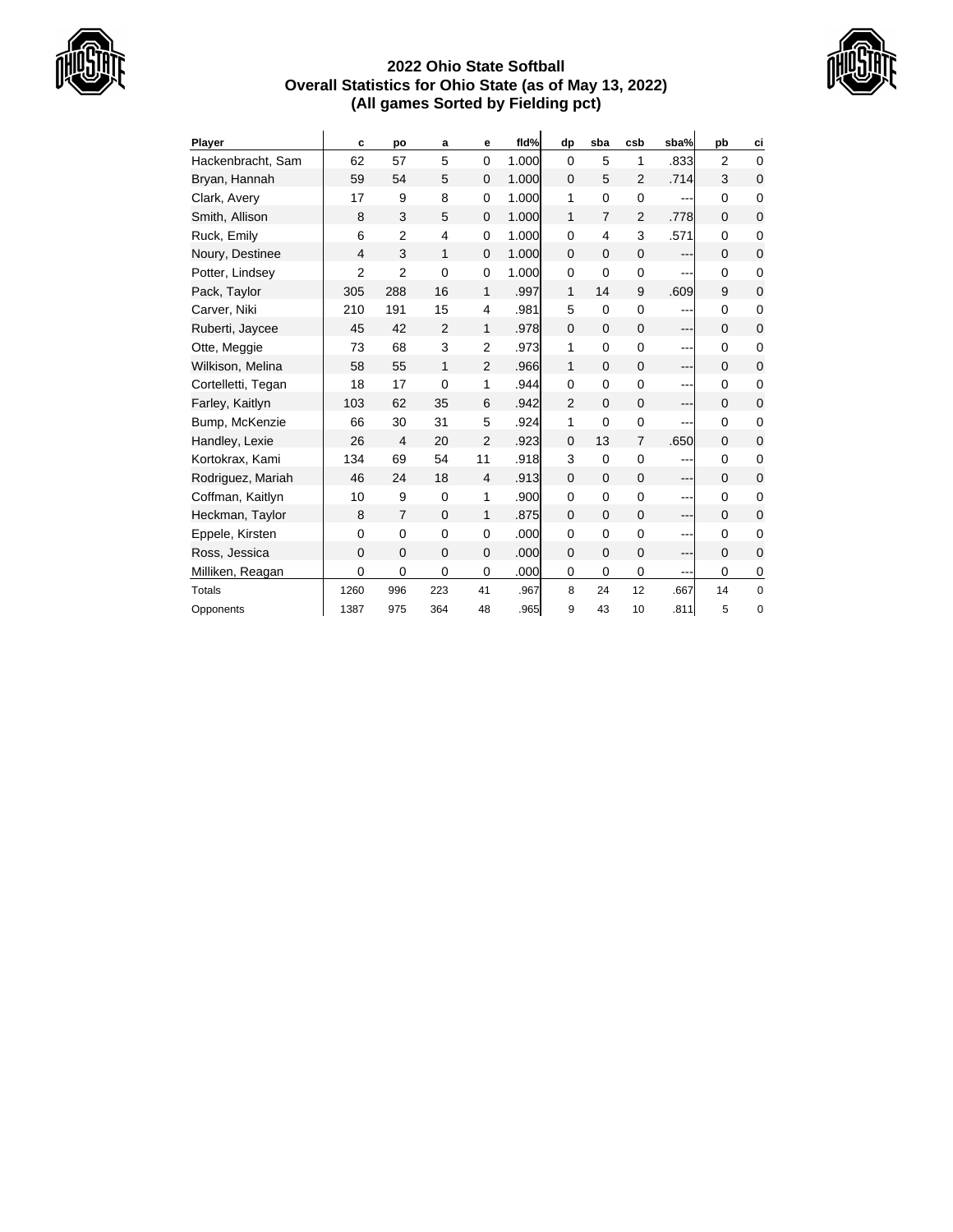# 2022 Ohio State Softball
## Overall Statistics for Ohio State (as of May 13, 2022)
### (All games Sorted by Fielding pct)

| Player | c | po | a | e | fld% | dp | sba | csb | sba% | pb | ci |
|---|---|---|---|---|---|---|---|---|---|---|---|
| Hackenbracht, Sam | 62 | 57 | 5 | 0 | 1.000 | 0 | 5 | 1 | .833 | 2 | 0 |
| Bryan, Hannah | 59 | 54 | 5 | 0 | 1.000 | 0 | 5 | 2 | .714 | 3 | 0 |
| Clark, Avery | 17 | 9 | 8 | 0 | 1.000 | 1 | 0 | 0 | --- | 0 | 0 |
| Smith, Allison | 8 | 3 | 5 | 0 | 1.000 | 1 | 7 | 2 | .778 | 0 | 0 |
| Ruck, Emily | 6 | 2 | 4 | 0 | 1.000 | 0 | 4 | 3 | .571 | 0 | 0 |
| Noury, Destinee | 4 | 3 | 1 | 0 | 1.000 | 0 | 0 | 0 | --- | 0 | 0 |
| Potter, Lindsey | 2 | 2 | 0 | 0 | 1.000 | 0 | 0 | 0 | --- | 0 | 0 |
| Pack, Taylor | 305 | 288 | 16 | 1 | .997 | 1 | 14 | 9 | .609 | 9 | 0 |
| Carver, Niki | 210 | 191 | 15 | 4 | .981 | 5 | 0 | 0 | --- | 0 | 0 |
| Ruberti, Jaycee | 45 | 42 | 2 | 1 | .978 | 0 | 0 | 0 | --- | 0 | 0 |
| Otte, Meggie | 73 | 68 | 3 | 2 | .973 | 1 | 0 | 0 | --- | 0 | 0 |
| Wilkison, Melina | 58 | 55 | 1 | 2 | .966 | 1 | 0 | 0 | --- | 0 | 0 |
| Cortelletti, Tegan | 18 | 17 | 0 | 1 | .944 | 0 | 0 | 0 | --- | 0 | 0 |
| Farley, Kaitlyn | 103 | 62 | 35 | 6 | .942 | 2 | 0 | 0 | --- | 0 | 0 |
| Bump, McKenzie | 66 | 30 | 31 | 5 | .924 | 1 | 0 | 0 | --- | 0 | 0 |
| Handley, Lexie | 26 | 4 | 20 | 2 | .923 | 0 | 13 | 7 | .650 | 0 | 0 |
| Kortokrax, Kami | 134 | 69 | 54 | 11 | .918 | 3 | 0 | 0 | --- | 0 | 0 |
| Rodriguez, Mariah | 46 | 24 | 18 | 4 | .913 | 0 | 0 | 0 | --- | 0 | 0 |
| Coffman, Kaitlyn | 10 | 9 | 0 | 1 | .900 | 0 | 0 | 0 | --- | 0 | 0 |
| Heckman, Taylor | 8 | 7 | 0 | 1 | .875 | 0 | 0 | 0 | --- | 0 | 0 |
| Eppele, Kirsten | 0 | 0 | 0 | 0 | .000 | 0 | 0 | 0 | --- | 0 | 0 |
| Ross, Jessica | 0 | 0 | 0 | 0 | .000 | 0 | 0 | 0 | --- | 0 | 0 |
| Milliken, Reagan | 0 | 0 | 0 | 0 | .000 | 0 | 0 | 0 | --- | 0 | 0 |
| Totals | 1260 | 996 | 223 | 41 | .967 | 8 | 24 | 12 | .667 | 14 | 0 |
| Opponents | 1387 | 975 | 364 | 48 | .965 | 9 | 43 | 10 | .811 | 5 | 0 |